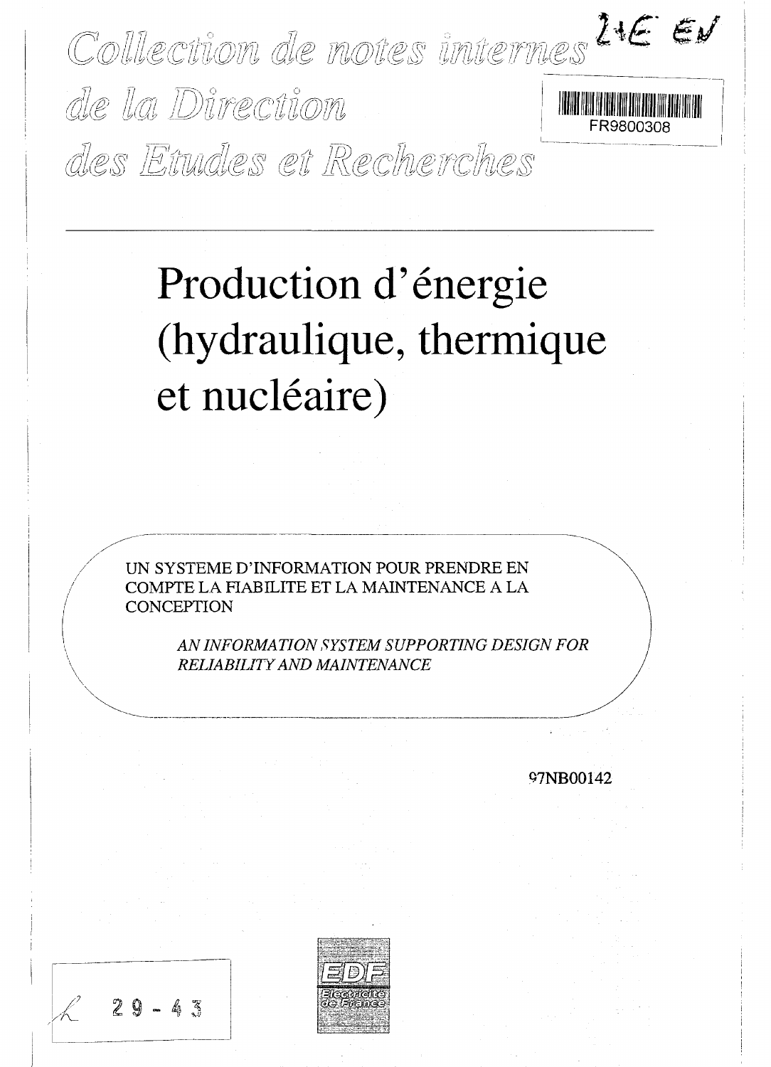Collection de notes internes de la Direction des Etudes et Recherches

FR9800308

# Production d'énergie (hydraulique, thermique et nucléaire)

UN SYSTEME D'INFORMATION POUR PRENDRE EN COMPTE LA FIABILITE ET LA MAINTENANCE A LA CONCEPTION

*AN INFORMATION SYSTEM SUPPORTING DESIGN FOR RELIABILITY AND MAINTENANCE*

97NB00142

EDF Electricité de France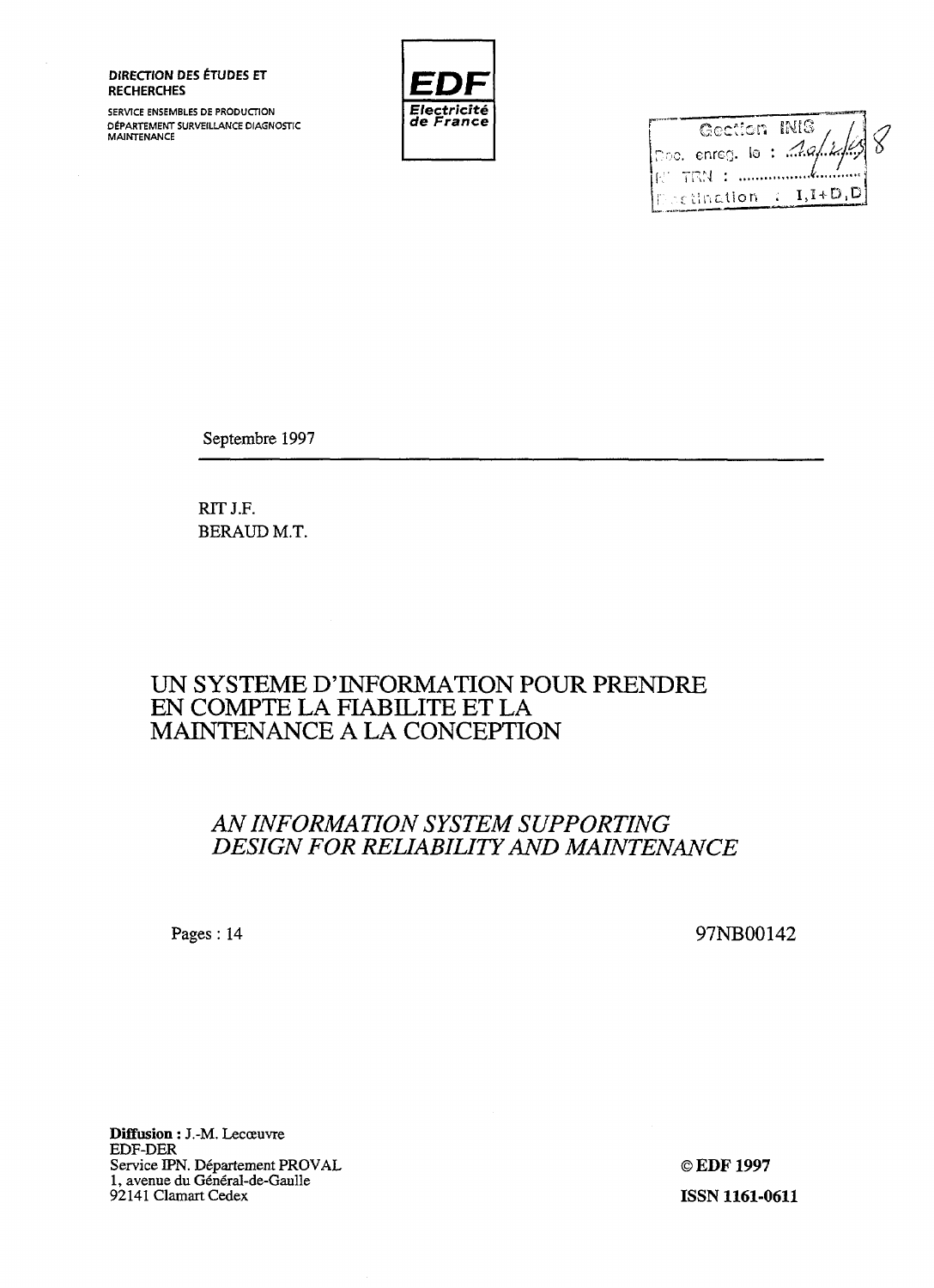**DIRECTION DES ÉTUDES ET RECHERCHES**

SERVICE ENSEMBLES DE PRODUCTION
DÉPARTEMENT SURVEILLANCE DIAGNOSTIC MAINTENANCE

EDF
Electricité de France

Gestion INIS
Doc. enreg. le : 10/2/98
N° TRN : ..........
Destination : I,I+D,D

Septembre 1997

RIT J.F.
BERAUD M.T.

# UN SYSTEME D'INFORMATION POUR PRENDRE EN COMPTE LA FIABILITE ET LA MAINTENANCE A LA CONCEPTION

## *AN INFORMATION SYSTEM SUPPORTING DESIGN FOR RELIABILITY AND MAINTENANCE*

Pages : 14

97NB00142

**Diffusion :** J.-M. Lecœuvre
EDF-DER
Service IPN. Département PROVAL
1, avenue du Général-de-Gaulle
92141 Clamart Cedex

**© EDF 1997**

**ISSN 1161-0611**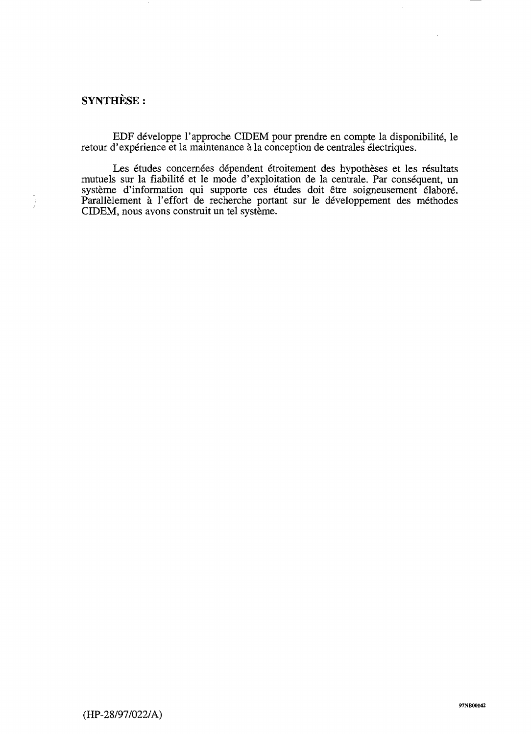**SYNTHÈSE :**

EDF développe l'approche CIDEM pour prendre en compte la disponibilité, le retour d'expérience et la maintenance à la conception de centrales électriques.

Les études concernées dépendent étroitement des hypothèses et les résultats mutuels sur la fiabilité et le mode d'exploitation de la centrale. Par conséquent, un système d'information qui supporte ces études doit être soigneusement élaboré. Parallèlement à l'effort de recherche portant sur le développement des méthodes CIDEM, nous avons construit un tel système.

(HP-28/97/022/A)

97NB00142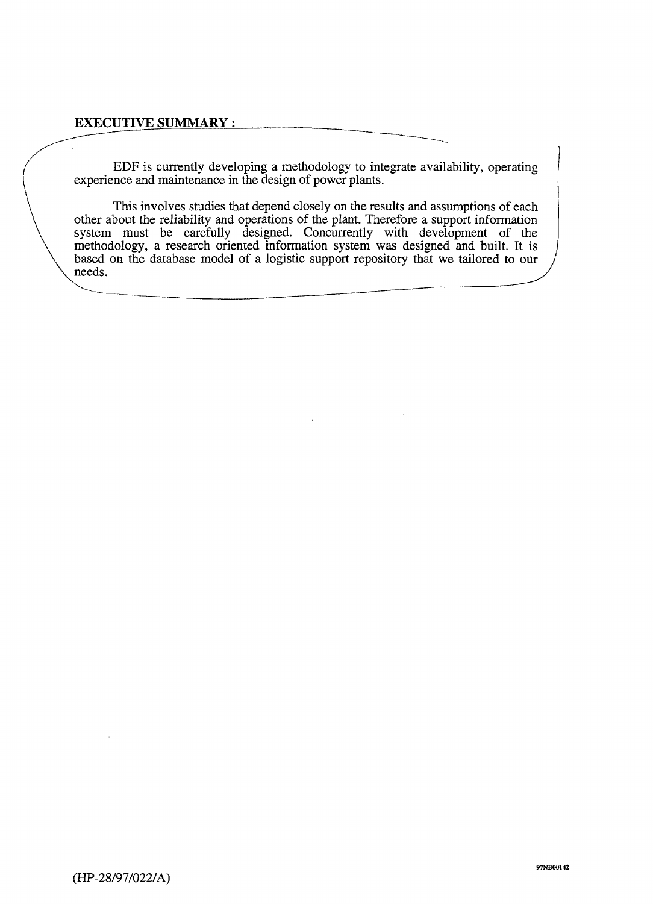**EXECUTIVE SUMMARY :**

EDF is currently developing a methodology to integrate availability, operating experience and maintenance in the design of power plants.

This involves studies that depend closely on the results and assumptions of each other about the reliability and operations of the plant. Therefore a support information system must be carefully designed. Concurrently with development of the methodology, a research oriented information system was designed and built. It is based on the database model of a logistic support repository that we tailored to our needs.

(HP-28/97/022/A)

97NB00142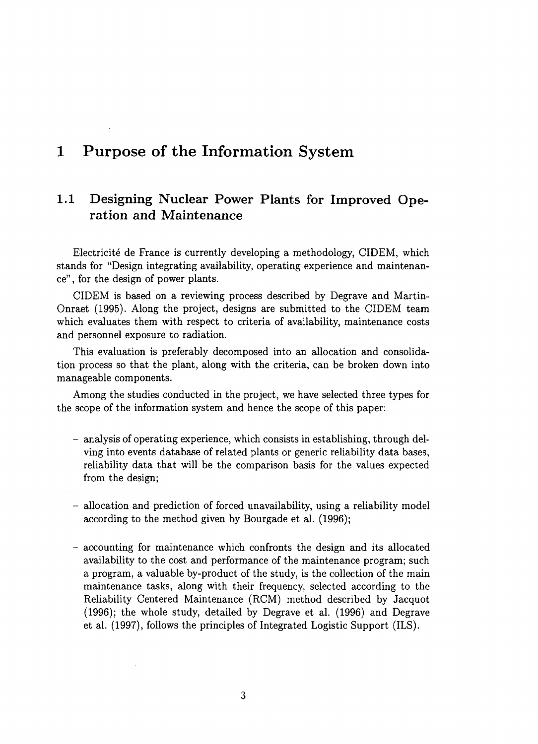# 1 Purpose of the Information System

## 1.1 Designing Nuclear Power Plants for Improved Operation and Maintenance

Electricité de France is currently developing a methodology, CIDEM, which stands for "Design integrating availability, operating experience and maintenance", for the design of power plants.

CIDEM is based on a reviewing process described by Degrave and Martin-Onraet (1995). Along the project, designs are submitted to the CIDEM team which evaluates them with respect to criteria of availability, maintenance costs and personnel exposure to radiation.

This evaluation is preferably decomposed into an allocation and consolidation process so that the plant, along with the criteria, can be broken down into manageable components.

Among the studies conducted in the project, we have selected three types for the scope of the information system and hence the scope of this paper:

- analysis of operating experience, which consists in establishing, through delving into events database of related plants or generic reliability data bases, reliability data that will be the comparison basis for the values expected from the design;

- allocation and prediction of forced unavailability, using a reliability model according to the method given by Bourgade et al. (1996);

- accounting for maintenance which confronts the design and its allocated availability to the cost and performance of the maintenance program; such a program, a valuable by-product of the study, is the collection of the main maintenance tasks, along with their frequency, selected according to the Reliability Centered Maintenance (RCM) method described by Jacquot (1996); the whole study, detailed by Degrave et al. (1996) and Degrave et al. (1997), follows the principles of Integrated Logistic Support (ILS).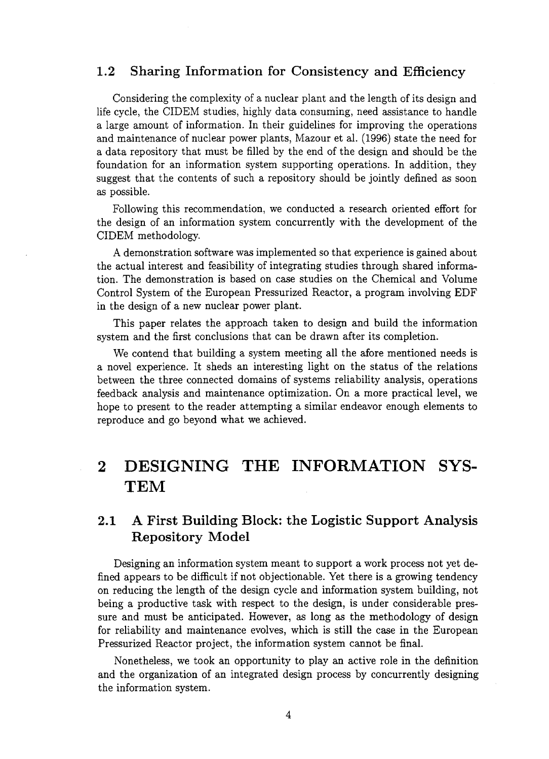## 1.2 Sharing Information for Consistency and Efficiency

Considering the complexity of a nuclear plant and the length of its design and life cycle, the CIDEM studies, highly data consuming, need assistance to handle a large amount of information. In their guidelines for improving the operations and maintenance of nuclear power plants, Mazour et al. (1996) state the need for a data repository that must be filled by the end of the design and should be the foundation for an information system supporting operations. In addition, they suggest that the contents of such a repository should be jointly defined as soon as possible.

Following this recommendation, we conducted a research oriented effort for the design of an information system concurrently with the development of the CIDEM methodology.

A demonstration software was implemented so that experience is gained about the actual interest and feasibility of integrating studies through shared information. The demonstration is based on case studies on the Chemical and Volume Control System of the European Pressurized Reactor, a program involving EDF in the design of a new nuclear power plant.

This paper relates the approach taken to design and build the information system and the first conclusions that can be drawn after its completion.

We contend that building a system meeting all the afore mentioned needs is a novel experience. It sheds an interesting light on the status of the relations between the three connected domains of systems reliability analysis, operations feedback analysis and maintenance optimization. On a more practical level, we hope to present to the reader attempting a similar endeavor enough elements to reproduce and go beyond what we achieved.

# 2 DESIGNING THE INFORMATION SYSTEM

## 2.1 A First Building Block: the Logistic Support Analysis Repository Model

Designing an information system meant to support a work process not yet defined appears to be difficult if not objectionable. Yet there is a growing tendency on reducing the length of the design cycle and information system building, not being a productive task with respect to the design, is under considerable pressure and must be anticipated. However, as long as the methodology of design for reliability and maintenance evolves, which is still the case in the European Pressurized Reactor project, the information system cannot be final.

Nonetheless, we took an opportunity to play an active role in the definition and the organization of an integrated design process by concurrently designing the information system.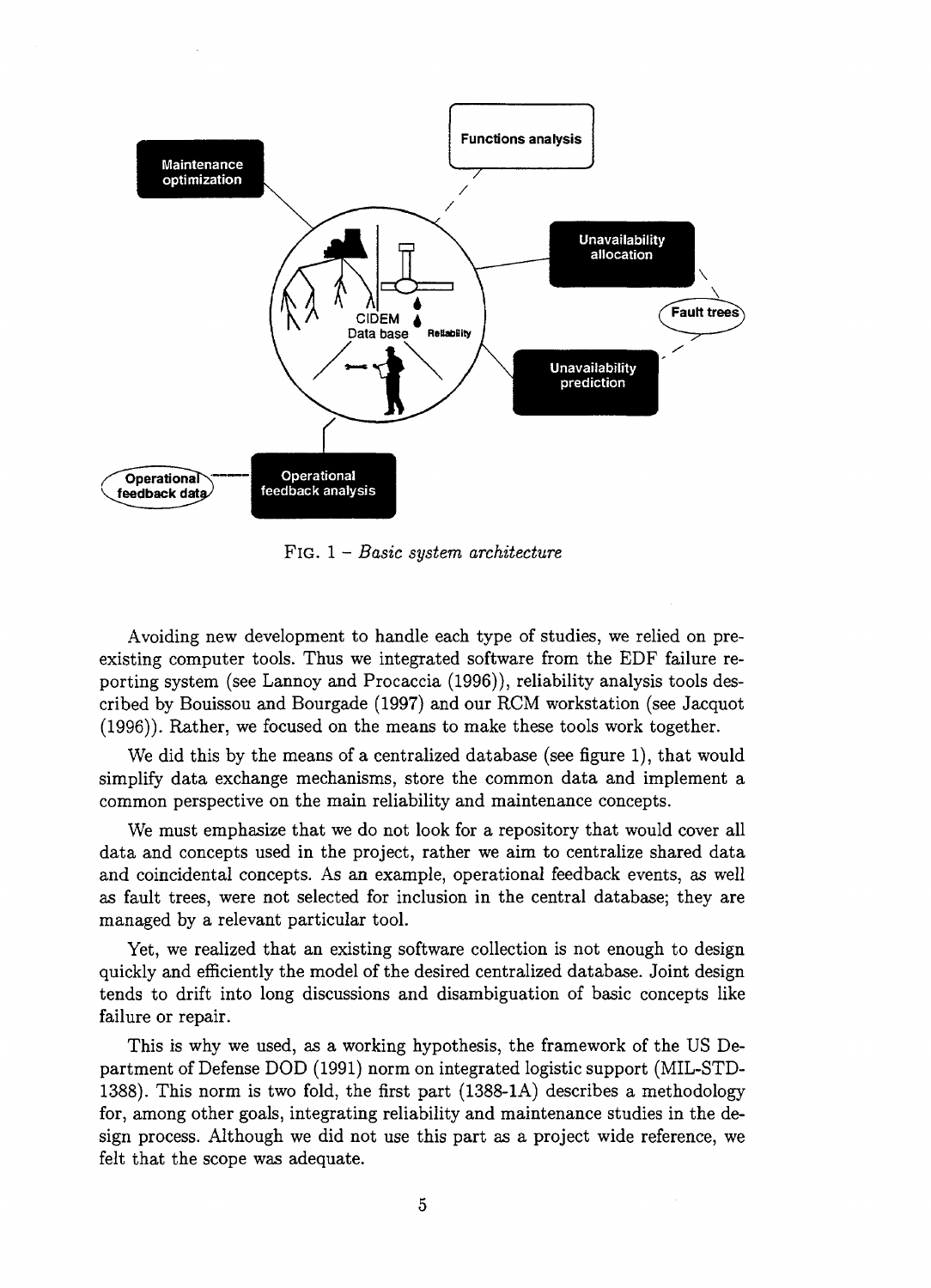FIG. 1 – *Basic system architecture*

Avoiding new development to handle each type of studies, we relied on pre-existing computer tools. Thus we integrated software from the EDF failure reporting system (see Lannoy and Procaccia (1996)), reliability analysis tools described by Bouissou and Bourgade (1997) and our RCM workstation (see Jacquot (1996)). Rather, we focused on the means to make these tools work together.

We did this by the means of a centralized database (see figure 1), that would simplify data exchange mechanisms, store the common data and implement a common perspective on the main reliability and maintenance concepts.

We must emphasize that we do not look for a repository that would cover all data and concepts used in the project, rather we aim to centralize shared data and coincidental concepts. As an example, operational feedback events, as well as fault trees, were not selected for inclusion in the central database; they are managed by a relevant particular tool.

Yet, we realized that an existing software collection is not enough to design quickly and efficiently the model of the desired centralized database. Joint design tends to drift into long discussions and disambiguation of basic concepts like failure or repair.

This is why we used, as a working hypothesis, the framework of the US Department of Defense DOD (1991) norm on integrated logistic support (MIL-STD-1388). This norm is two fold, the first part (1388-1A) describes a methodology for, among other goals, integrating reliability and maintenance studies in the design process. Although we did not use this part as a project wide reference, we felt that the scope was adequate.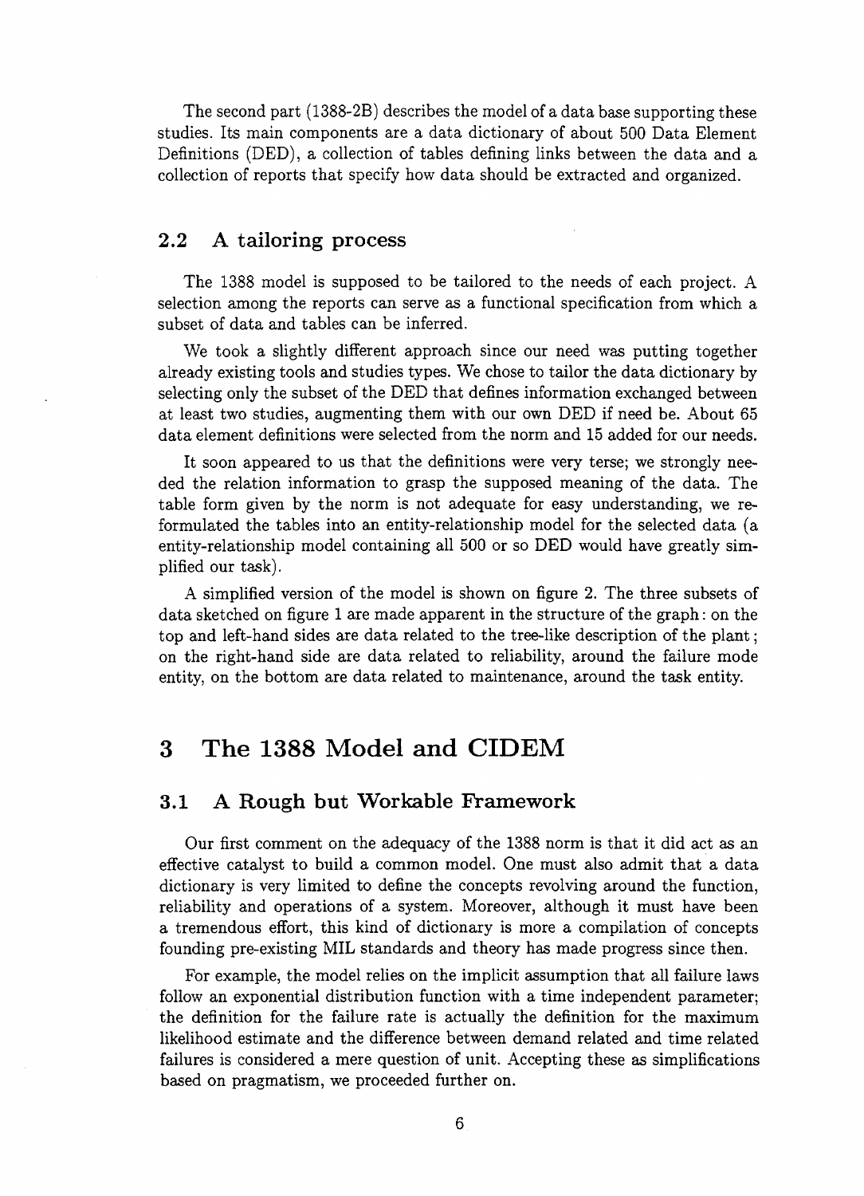The second part (1388-2B) describes the model of a data base supporting these studies. Its main components are a data dictionary of about 500 Data Element Definitions (DED), a collection of tables defining links between the data and a collection of reports that specify how data should be extracted and organized.

## 2.2 A tailoring process

The 1388 model is supposed to be tailored to the needs of each project. A selection among the reports can serve as a functional specification from which a subset of data and tables can be inferred.

We took a slightly different approach since our need was putting together already existing tools and studies types. We chose to tailor the data dictionary by selecting only the subset of the DED that defines information exchanged between at least two studies, augmenting them with our own DED if need be. About 65 data element definitions were selected from the norm and 15 added for our needs.

It soon appeared to us that the definitions were very terse; we strongly needed the relation information to grasp the supposed meaning of the data. The table form given by the norm is not adequate for easy understanding, we reformulated the tables into an entity-relationship model for the selected data (a entity-relationship model containing all 500 or so DED would have greatly simplified our task).

A simplified version of the model is shown on figure 2. The three subsets of data sketched on figure 1 are made apparent in the structure of the graph: on the top and left-hand sides are data related to the tree-like description of the plant; on the right-hand side are data related to reliability, around the failure mode entity, on the bottom are data related to maintenance, around the task entity.

# 3 The 1388 Model and CIDEM

## 3.1 A Rough but Workable Framework

Our first comment on the adequacy of the 1388 norm is that it did act as an effective catalyst to build a common model. One must also admit that a data dictionary is very limited to define the concepts revolving around the function, reliability and operations of a system. Moreover, although it must have been a tremendous effort, this kind of dictionary is more a compilation of concepts founding pre-existing MIL standards and theory has made progress since then.

For example, the model relies on the implicit assumption that all failure laws follow an exponential distribution function with a time independent parameter; the definition for the failure rate is actually the definition for the maximum likelihood estimate and the difference between demand related and time related failures is considered a mere question of unit. Accepting these as simplifications based on pragmatism, we proceeded further on.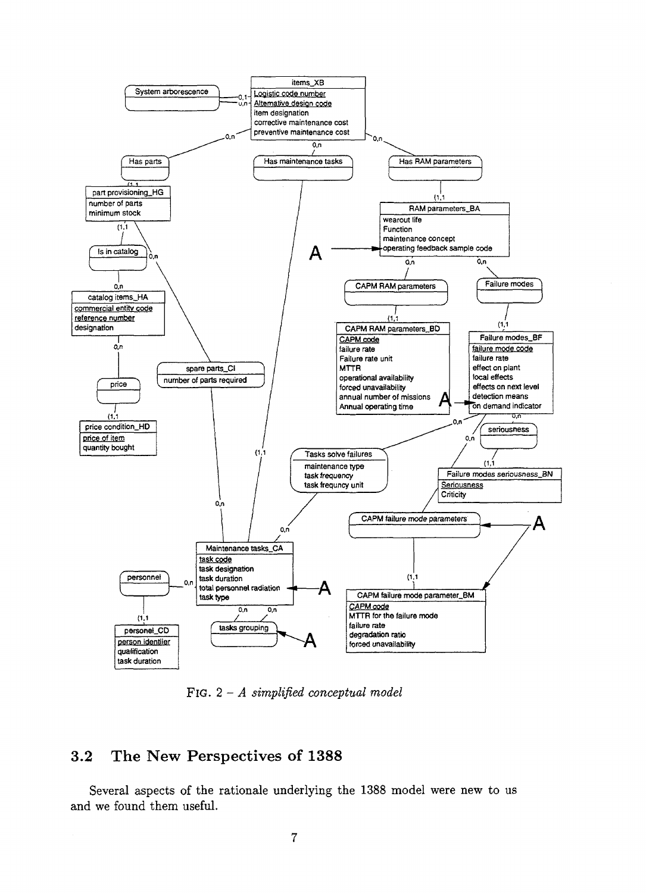FIG. 2 – *A simplified conceptual model*

## 3.2 The New Perspectives of 1388

Several aspects of the rationale underlying the 1388 model were new to us and we found them useful.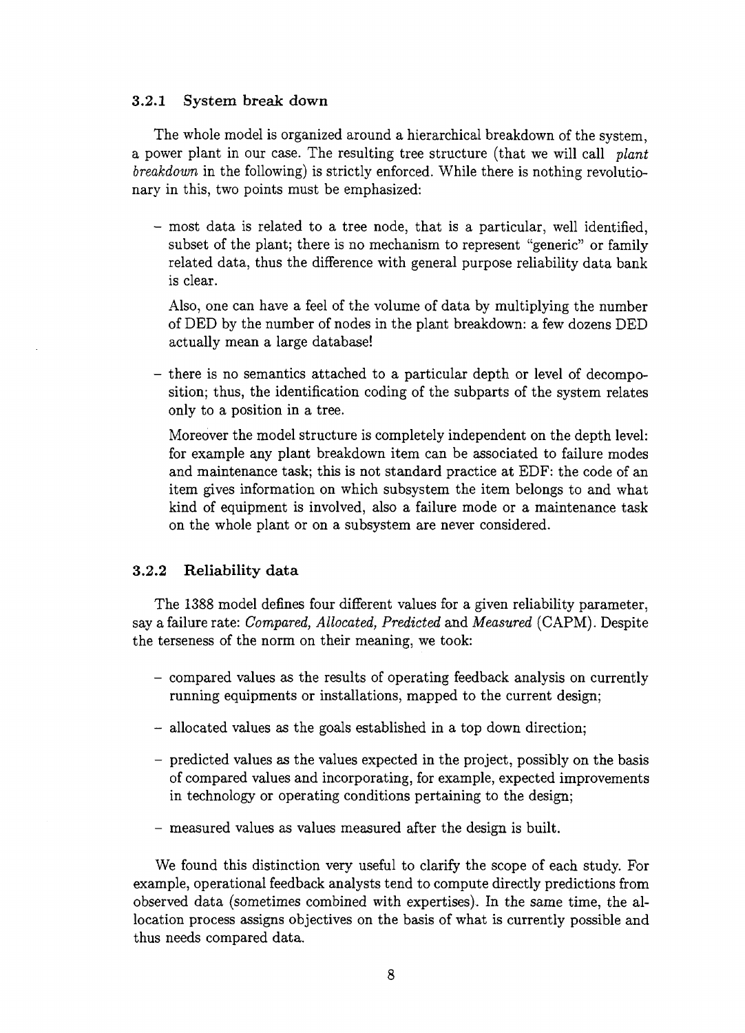### 3.2.1 System break down

The whole model is organized around a hierarchical breakdown of the system, a power plant in our case. The resulting tree structure (that we will call *plant breakdown* in the following) is strictly enforced. While there is nothing revolutionary in this, two points must be emphasized:

- most data is related to a tree node, that is a particular, well identified, subset of the plant; there is no mechanism to represent "generic" or family related data, thus the difference with general purpose reliability data bank is clear.

  Also, one can have a feel of the volume of data by multiplying the number of DED by the number of nodes in the plant breakdown: a few dozens DED actually mean a large database!

- there is no semantics attached to a particular depth or level of decomposition; thus, the identification coding of the subparts of the system relates only to a position in a tree.

  Moreover the model structure is completely independent on the depth level: for example any plant breakdown item can be associated to failure modes and maintenance task; this is not standard practice at EDF: the code of an item gives information on which subsystem the item belongs to and what kind of equipment is involved, also a failure mode or a maintenance task on the whole plant or on a subsystem are never considered.

### 3.2.2 Reliability data

The 1388 model defines four different values for a given reliability parameter, say a failure rate: *Compared, Allocated, Predicted* and *Measured* (CAPM). Despite the terseness of the norm on their meaning, we took:

- compared values as the results of operating feedback analysis on currently running equipments or installations, mapped to the current design;
- allocated values as the goals established in a top down direction;
- predicted values as the values expected in the project, possibly on the basis of compared values and incorporating, for example, expected improvements in technology or operating conditions pertaining to the design;
- measured values as values measured after the design is built.

We found this distinction very useful to clarify the scope of each study. For example, operational feedback analysts tend to compute directly predictions from observed data (sometimes combined with expertises). In the same time, the allocation process assigns objectives on the basis of what is currently possible and thus needs compared data.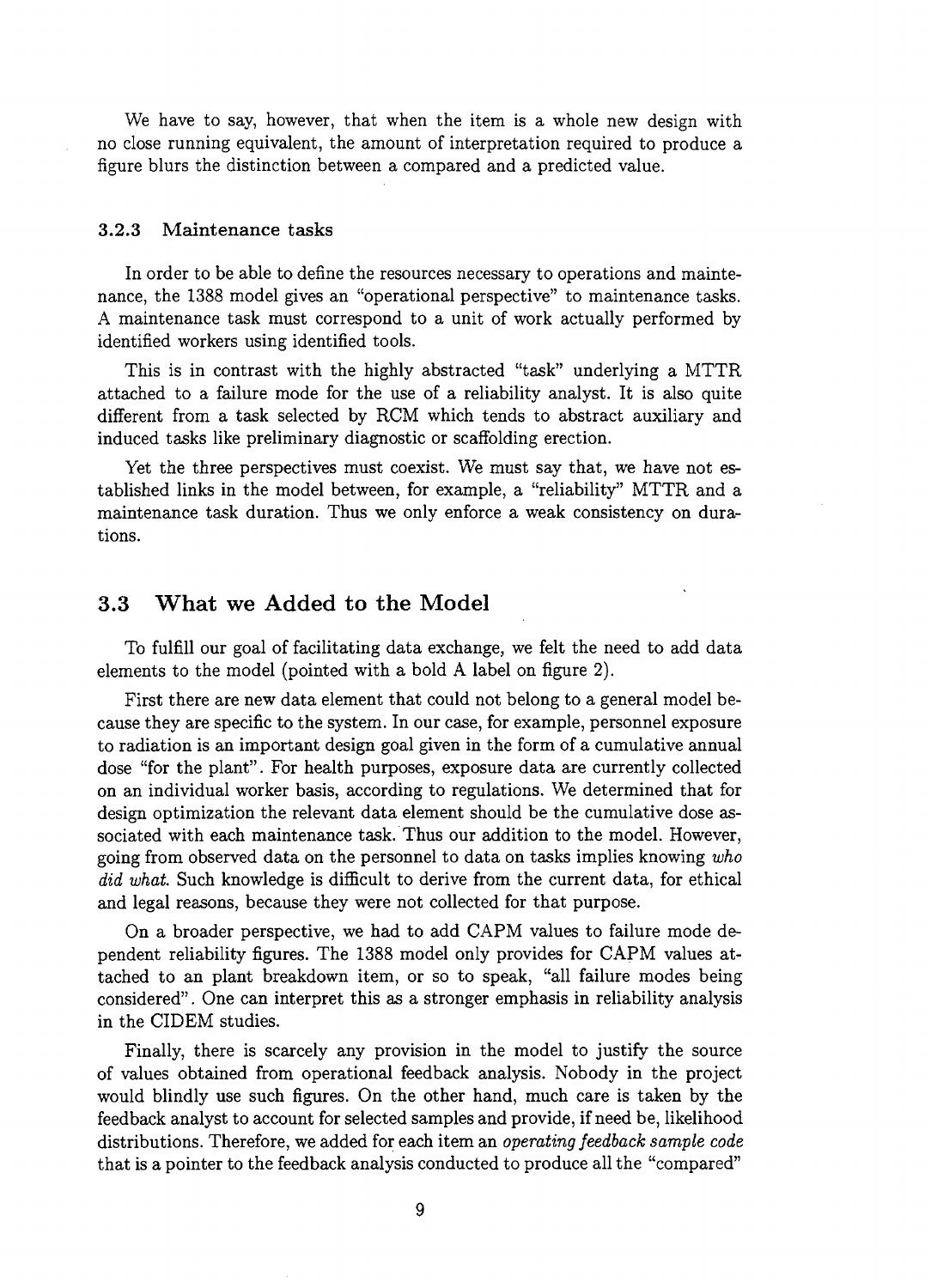We have to say, however, that when the item is a whole new design with no close running equivalent, the amount of interpretation required to produce a figure blurs the distinction between a compared and a predicted value.

### 3.2.3 Maintenance tasks

In order to be able to define the resources necessary to operations and maintenance, the 1388 model gives an "operational perspective" to maintenance tasks. A maintenance task must correspond to a unit of work actually performed by identified workers using identified tools.

This is in contrast with the highly abstracted "task" underlying a MTTR attached to a failure mode for the use of a reliability analyst. It is also quite different from a task selected by RCM which tends to abstract auxiliary and induced tasks like preliminary diagnostic or scaffolding erection.

Yet the three perspectives must coexist. We must say that, we have not established links in the model between, for example, a "reliability" MTTR and a maintenance task duration. Thus we only enforce a weak consistency on durations.

## 3.3 What we Added to the Model

To fulfill our goal of facilitating data exchange, we felt the need to add data elements to the model (pointed with a bold A label on figure 2).

First there are new data element that could not belong to a general model because they are specific to the system. In our case, for example, personnel exposure to radiation is an important design goal given in the form of a cumulative annual dose "for the plant". For health purposes, exposure data are currently collected on an individual worker basis, according to regulations. We determined that for design optimization the relevant data element should be the cumulative dose associated with each maintenance task. Thus our addition to the model. However, going from observed data on the personnel to data on tasks implies knowing *who did what*. Such knowledge is difficult to derive from the current data, for ethical and legal reasons, because they were not collected for that purpose.

On a broader perspective, we had to add CAPM values to failure mode dependent reliability figures. The 1388 model only provides for CAPM values attached to an plant breakdown item, or so to speak, "all failure modes being considered". One can interpret this as a stronger emphasis in reliability analysis in the CIDEM studies.

Finally, there is scarcely any provision in the model to justify the source of values obtained from operational feedback analysis. Nobody in the project would blindly use such figures. On the other hand, much care is taken by the feedback analyst to account for selected samples and provide, if need be, likelihood distributions. Therefore, we added for each item an *operating feedback sample code* that is a pointer to the feedback analysis conducted to produce all the "compared"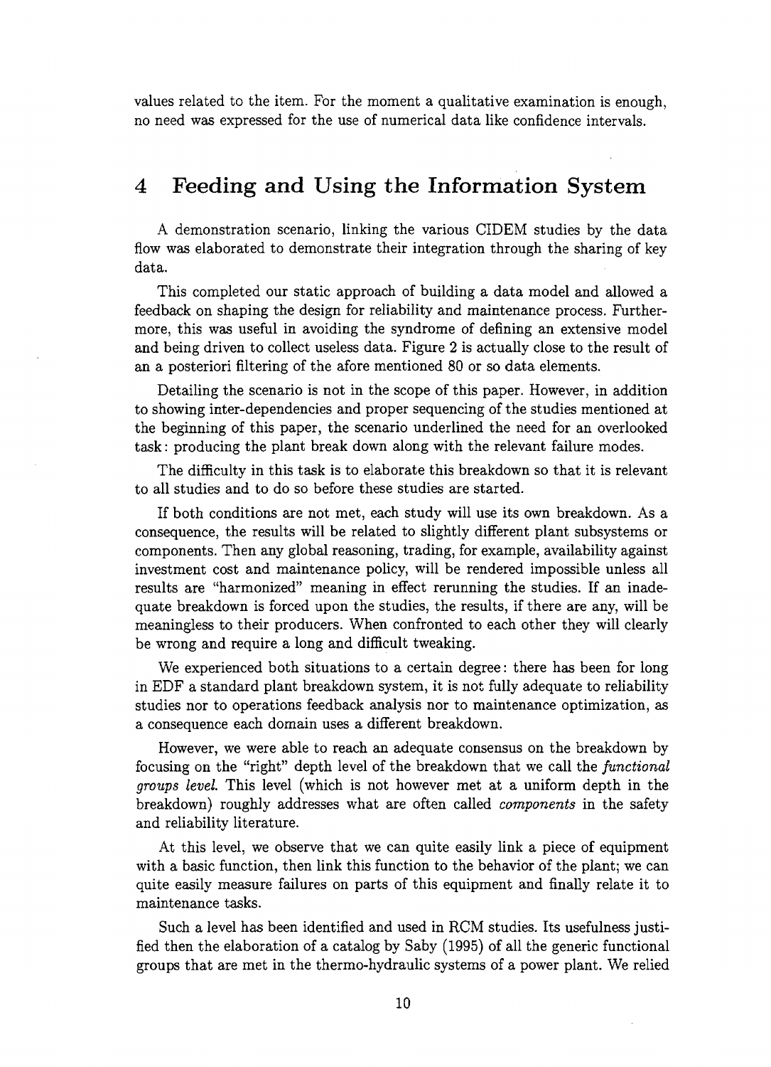values related to the item. For the moment a qualitative examination is enough, no need was expressed for the use of numerical data like confidence intervals.

# 4 Feeding and Using the Information System

A demonstration scenario, linking the various CIDEM studies by the data flow was elaborated to demonstrate their integration through the sharing of key data.

This completed our static approach of building a data model and allowed a feedback on shaping the design for reliability and maintenance process. Furthermore, this was useful in avoiding the syndrome of defining an extensive model and being driven to collect useless data. Figure 2 is actually close to the result of an a posteriori filtering of the afore mentioned 80 or so data elements.

Detailing the scenario is not in the scope of this paper. However, in addition to showing inter-dependencies and proper sequencing of the studies mentioned at the beginning of this paper, the scenario underlined the need for an overlooked task: producing the plant break down along with the relevant failure modes.

The difficulty in this task is to elaborate this breakdown so that it is relevant to all studies and to do so before these studies are started.

If both conditions are not met, each study will use its own breakdown. As a consequence, the results will be related to slightly different plant subsystems or components. Then any global reasoning, trading, for example, availability against investment cost and maintenance policy, will be rendered impossible unless all results are "harmonized" meaning in effect rerunning the studies. If an inadequate breakdown is forced upon the studies, the results, if there are any, will be meaningless to their producers. When confronted to each other they will clearly be wrong and require a long and difficult tweaking.

We experienced both situations to a certain degree: there has been for long in EDF a standard plant breakdown system, it is not fully adequate to reliability studies nor to operations feedback analysis nor to maintenance optimization, as a consequence each domain uses a different breakdown.

However, we were able to reach an adequate consensus on the breakdown by focusing on the "right" depth level of the breakdown that we call the *functional groups level*. This level (which is not however met at a uniform depth in the breakdown) roughly addresses what are often called *components* in the safety and reliability literature.

At this level, we observe that we can quite easily link a piece of equipment with a basic function, then link this function to the behavior of the plant; we can quite easily measure failures on parts of this equipment and finally relate it to maintenance tasks.

Such a level has been identified and used in RCM studies. Its usefulness justified then the elaboration of a catalog by Saby (1995) of all the generic functional groups that are met in the thermo-hydraulic systems of a power plant. We relied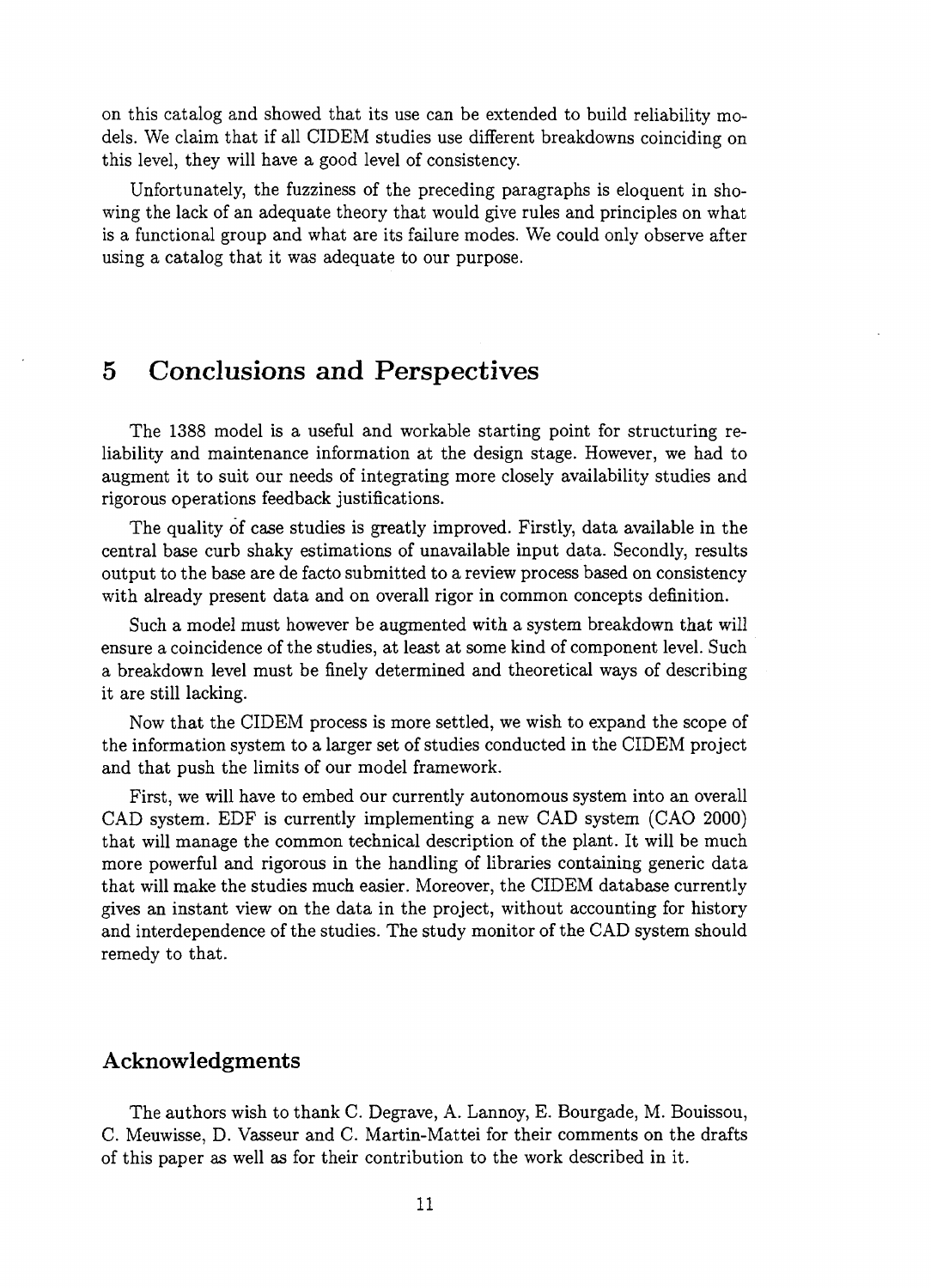on this catalog and showed that its use can be extended to build reliability models. We claim that if all CIDEM studies use different breakdowns coinciding on this level, they will have a good level of consistency.

Unfortunately, the fuzziness of the preceding paragraphs is eloquent in showing the lack of an adequate theory that would give rules and principles on what is a functional group and what are its failure modes. We could only observe after using a catalog that it was adequate to our purpose.

# 5 Conclusions and Perspectives

The 1388 model is a useful and workable starting point for structuring reliability and maintenance information at the design stage. However, we had to augment it to suit our needs of integrating more closely availability studies and rigorous operations feedback justifications.

The quality of case studies is greatly improved. Firstly, data available in the central base curb shaky estimations of unavailable input data. Secondly, results output to the base are de facto submitted to a review process based on consistency with already present data and on overall rigor in common concepts definition.

Such a model must however be augmented with a system breakdown that will ensure a coincidence of the studies, at least at some kind of component level. Such a breakdown level must be finely determined and theoretical ways of describing it are still lacking.

Now that the CIDEM process is more settled, we wish to expand the scope of the information system to a larger set of studies conducted in the CIDEM project and that push the limits of our model framework.

First, we will have to embed our currently autonomous system into an overall CAD system. EDF is currently implementing a new CAD system (CAO 2000) that will manage the common technical description of the plant. It will be much more powerful and rigorous in the handling of libraries containing generic data that will make the studies much easier. Moreover, the CIDEM database currently gives an instant view on the data in the project, without accounting for history and interdependence of the studies. The study monitor of the CAD system should remedy to that.

## Acknowledgments

The authors wish to thank C. Degrave, A. Lannoy, E. Bourgade, M. Bouissou, C. Meuwisse, D. Vasseur and C. Martin-Mattei for their comments on the drafts of this paper as well as for their contribution to the work described in it.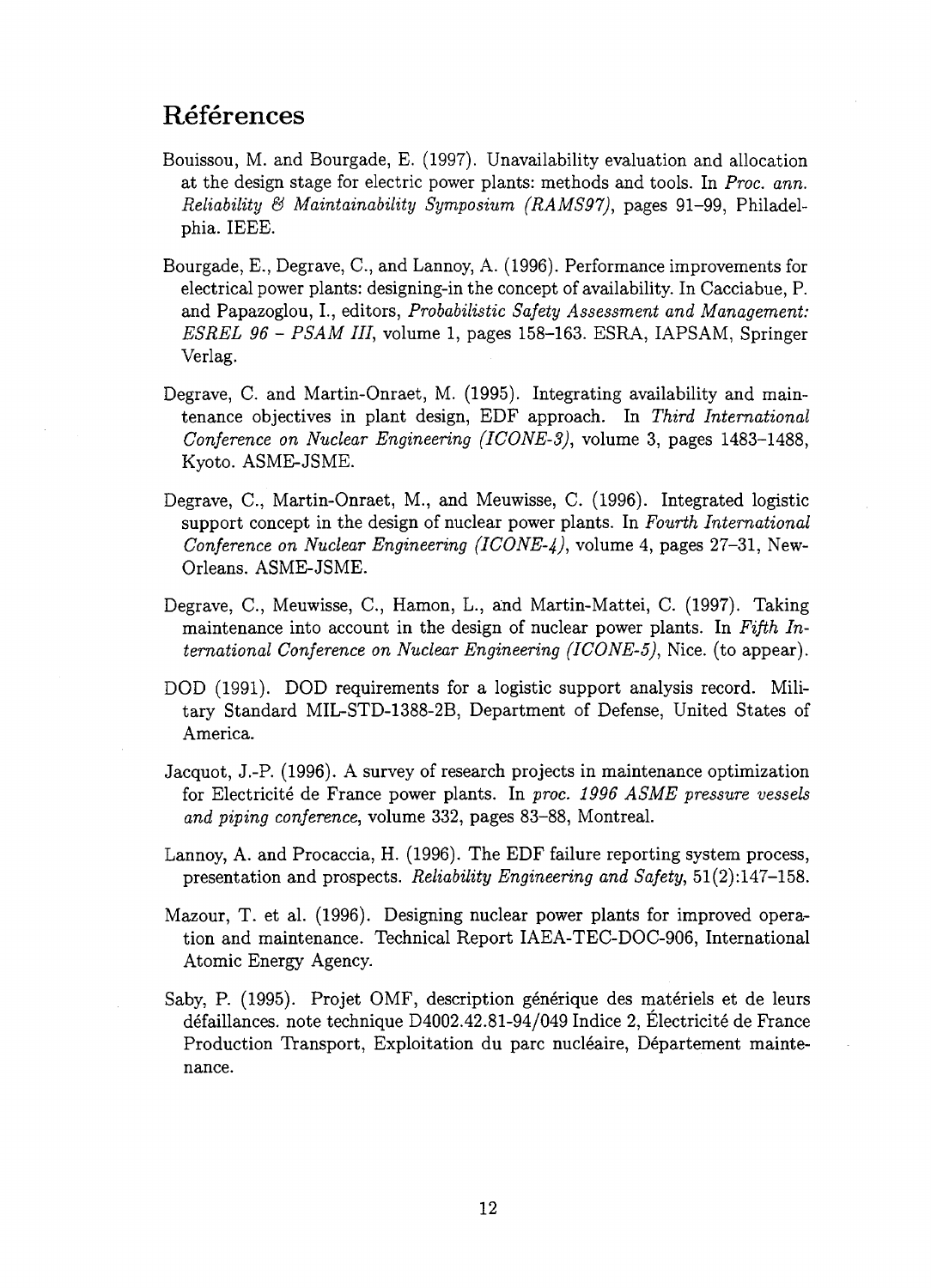## Références

Bouissou, M. and Bourgade, E. (1997). Unavailability evaluation and allocation at the design stage for electric power plants: methods and tools. In *Proc. ann. Reliability & Maintainability Symposium (RAMS97)*, pages 91–99, Philadelphia. IEEE.

Bourgade, E., Degrave, C., and Lannoy, A. (1996). Performance improvements for electrical power plants: designing-in the concept of availability. In Cacciabue, P. and Papazoglou, I., editors, *Probabilistic Safety Assessment and Management: ESREL 96 – PSAM III*, volume 1, pages 158–163. ESRA, IAPSAM, Springer Verlag.

Degrave, C. and Martin-Onraet, M. (1995). Integrating availability and maintenance objectives in plant design, EDF approach. In *Third International Conference on Nuclear Engineering (ICONE-3)*, volume 3, pages 1483–1488, Kyoto. ASME-JSME.

Degrave, C., Martin-Onraet, M., and Meuwisse, C. (1996). Integrated logistic support concept in the design of nuclear power plants. In *Fourth International Conference on Nuclear Engineering (ICONE-4)*, volume 4, pages 27–31, New-Orleans. ASME-JSME.

Degrave, C., Meuwisse, C., Hamon, L., and Martin-Mattei, C. (1997). Taking maintenance into account in the design of nuclear power plants. In *Fifth International Conference on Nuclear Engineering (ICONE-5)*, Nice. (to appear).

DOD (1991). DOD requirements for a logistic support analysis record. Military Standard MIL-STD-1388-2B, Department of Defense, United States of America.

Jacquot, J.-P. (1996). A survey of research projects in maintenance optimization for Electricité de France power plants. In *proc. 1996 ASME pressure vessels and piping conference*, volume 332, pages 83–88, Montreal.

Lannoy, A. and Procaccia, H. (1996). The EDF failure reporting system process, presentation and prospects. *Reliability Engineering and Safety*, 51(2):147–158.

Mazour, T. et al. (1996). Designing nuclear power plants for improved operation and maintenance. Technical Report IAEA-TEC-DOC-906, International Atomic Energy Agency.

Saby, P. (1995). Projet OMF, description générique des matériels et de leurs défaillances. note technique D4002.42.81-94/049 Indice 2, Électricité de France Production Transport, Exploitation du parc nucléaire, Département maintenance.